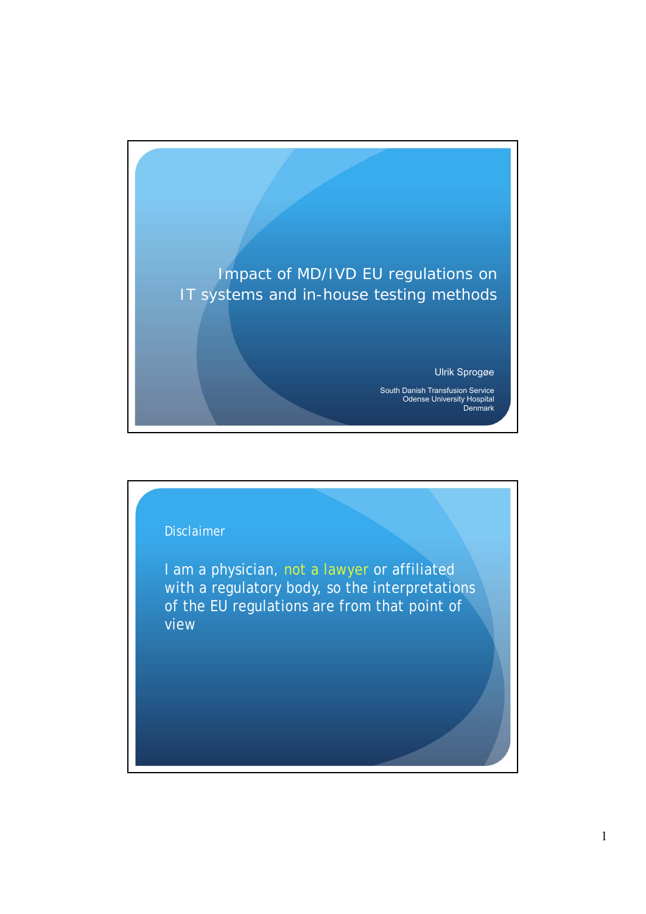# Impact of MD/IVD EU regulations on IT systems and in-house testing methods

Ulrik Sprogøe

South Danish Transfusion Service
Odense University Hospital
Denmark

## Disclaimer

I am a physician, not a lawyer or affiliated with a regulatory body, so the interpretations of the EU regulations are from that point of view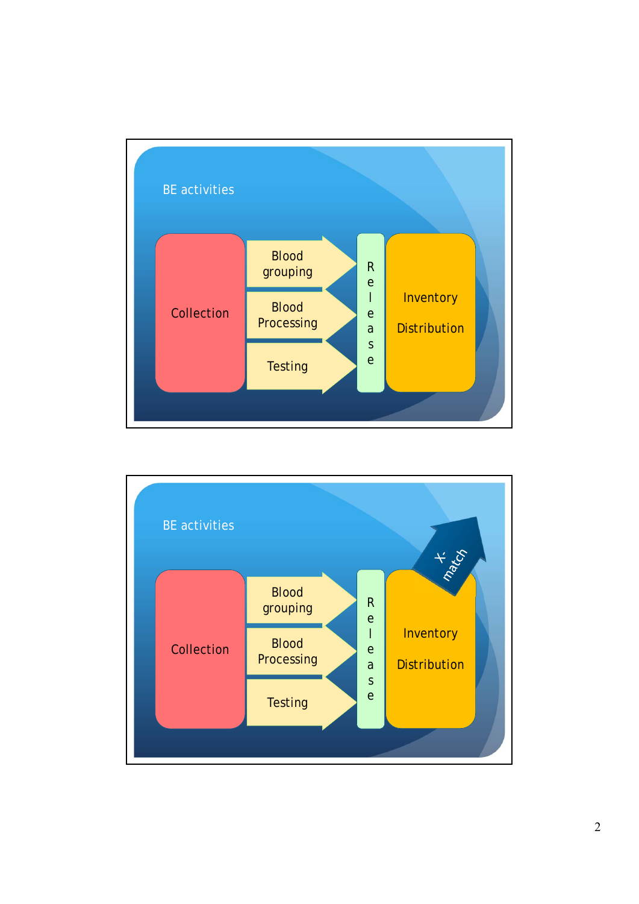## BE activities

Collection

Blood grouping

Blood Processing

Testing

Release

Inventory

Distribution

## BE activities

Collection

Blood grouping

Blood Processing

Testing

Release

Inventory

Distribution

X-match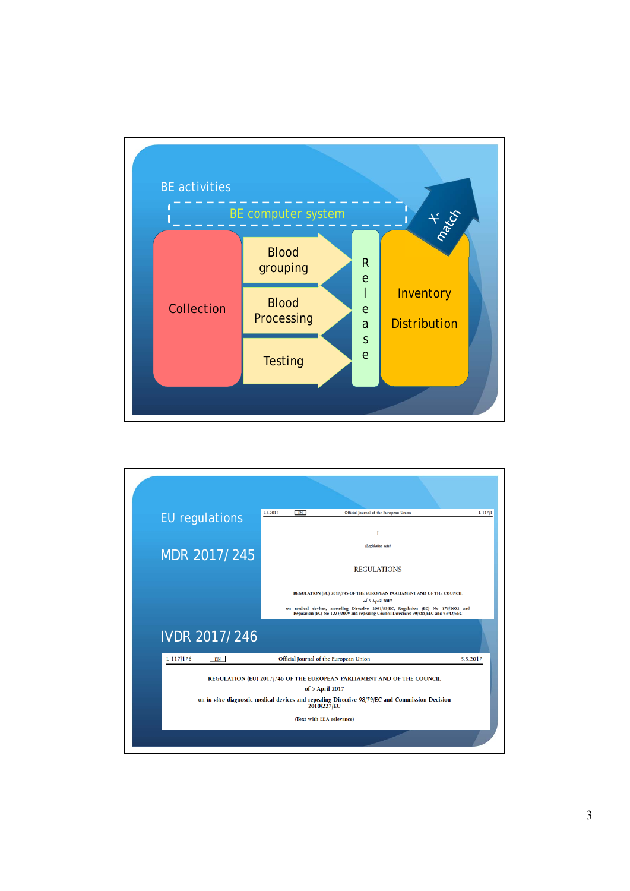## BE activities

BE computer system

- Collection
- Blood grouping
- Blood Processing
- Testing
- Release
- Inventory
- Distribution
- X-match

## EU regulations

MDR 2017/ 245

5.5.2017 EN Official Journal of the European Union L 117/1

I

(Legislative acts)

REGULATIONS

REGULATION (EU) 2017/745 OF THE EUROPEAN PARLIAMENT AND OF THE COUNCIL

of 5 April 2017

on medical devices, amending Directive 2001/83/EC, Regulation (EC) No 178/2002 and Regulation (EC) No 1223/2009 and repealing Council Directives 90/385/EEC and 93/42/EEC

IVDR 2017/ 246

L 117/176 EN Official Journal of the European Union 5.5.2017

REGULATION (EU) 2017/746 OF THE EUROPEAN PARLIAMENT AND OF THE COUNCIL

of 5 April 2017

on *in vitro* diagnostic medical devices and repealing Directive 98/79/EC and Commission Decision 2010/227/EU

(Text with EEA relevance)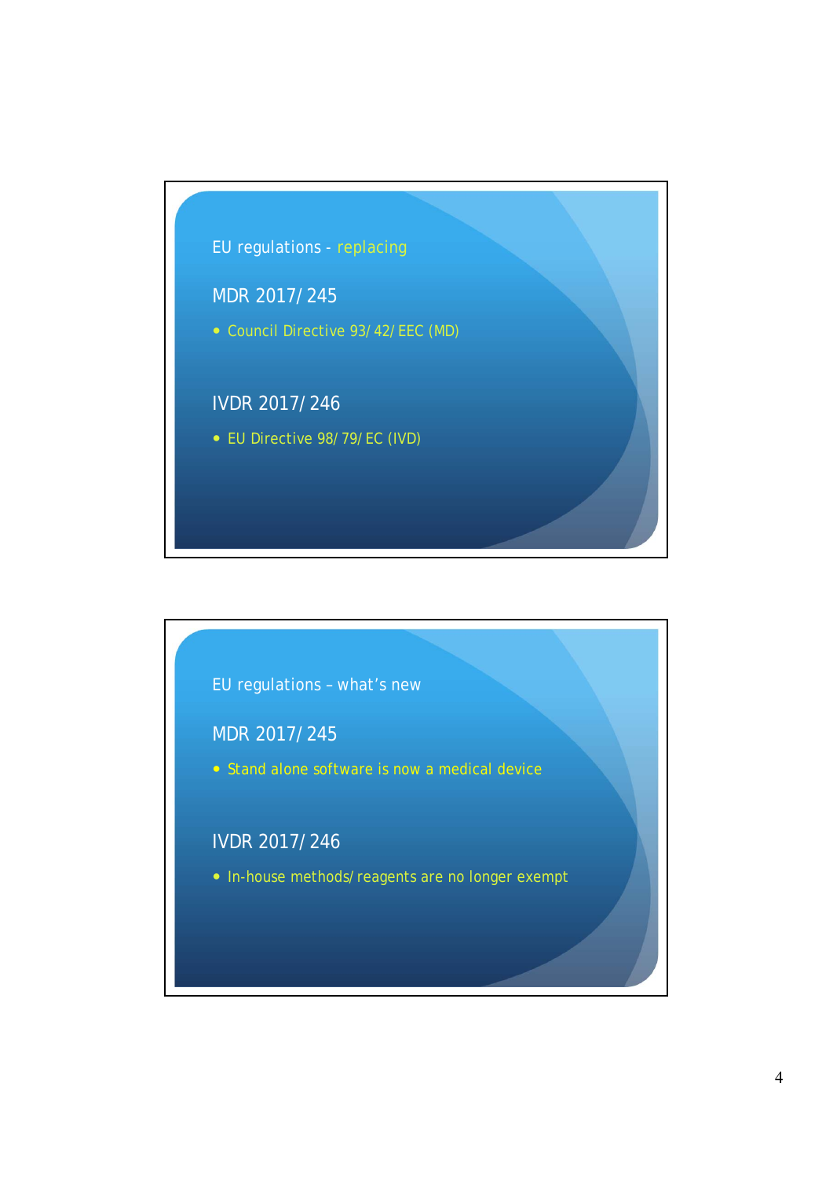## EU regulations - replacing

### MDR 2017/245

- Council Directive 93/42/EEC (MD)

### IVDR 2017/246

- EU Directive 98/79/EC (IVD)

## EU regulations – what's new

### MDR 2017/245

- Stand alone software is now a medical device

### IVDR 2017/246

- In-house methods/reagents are no longer exempt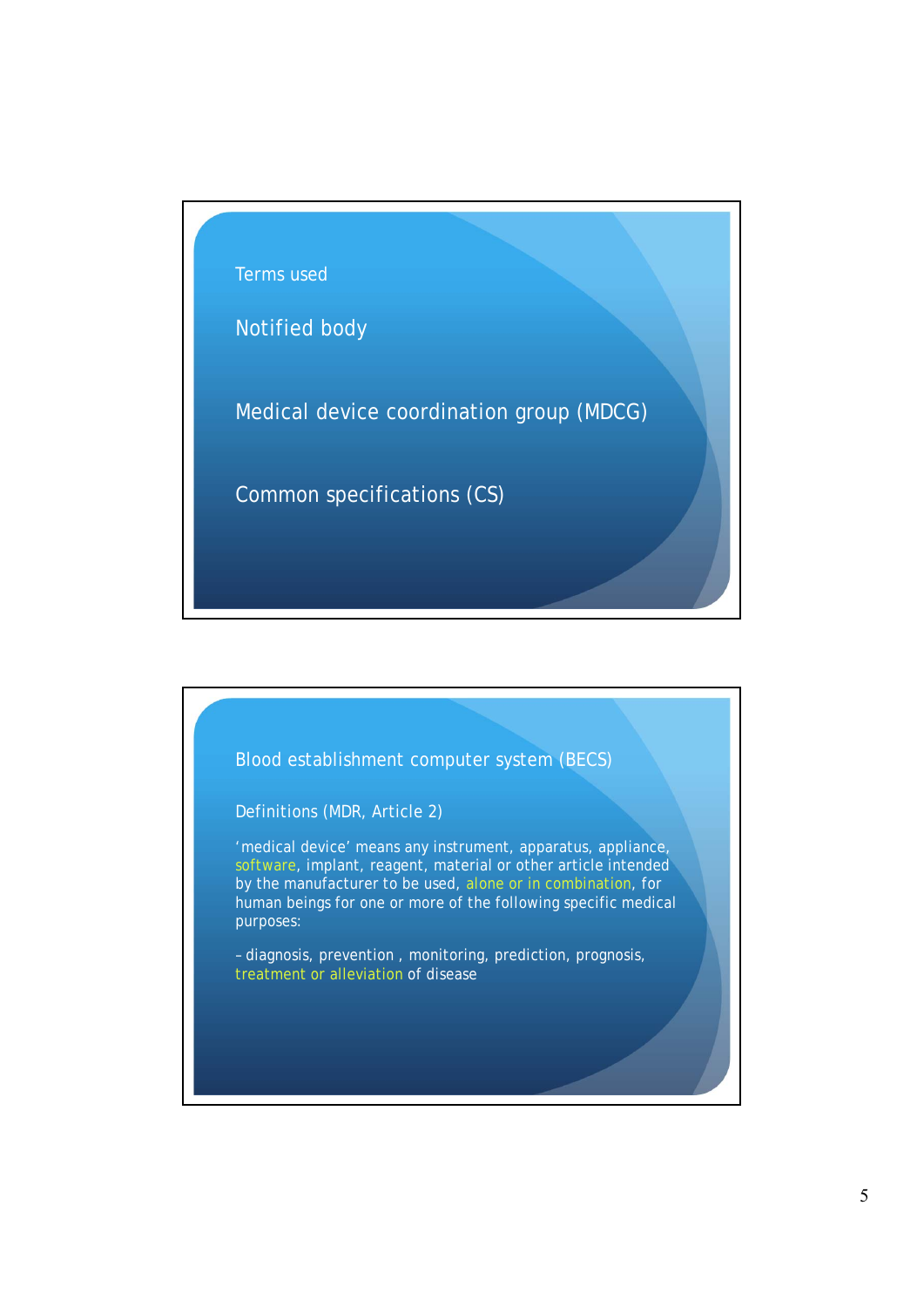Terms used

## Notified body

## Medical device coordination group (MDCG)

## Common specifications (CS)

---

## Blood establishment computer system (BECS)

### Definitions (MDR, Article 2)

'medical device' means any instrument, apparatus, appliance, software, implant, reagent, material or other article intended by the manufacturer to be used, alone or in combination, for human beings for one or more of the following specific medical purposes:

– diagnosis, prevention , monitoring, prediction, prognosis, treatment or alleviation of disease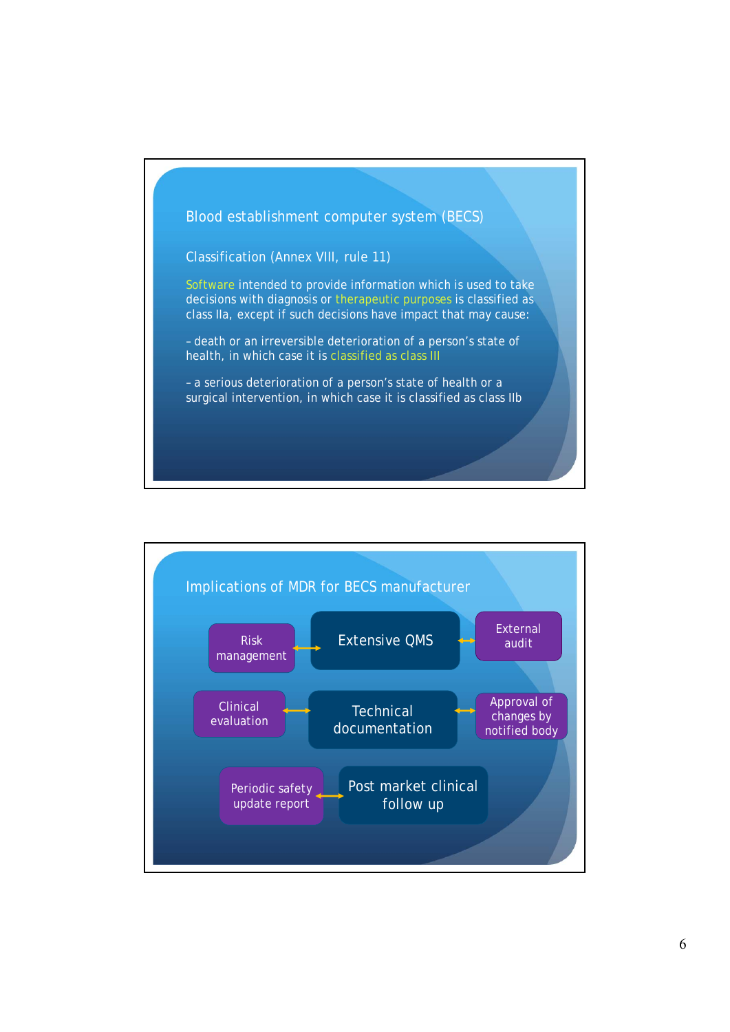## Blood establishment computer system (BECS)

### Classification (Annex VIII, rule 11)

Software intended to provide information which is used to take decisions with diagnosis or therapeutic purposes is classified as class IIa, except if such decisions have impact that may cause:

– death or an irreversible deterioration of a person's state of health, in which case it is classified as class III

– a serious deterioration of a person's state of health or a surgical intervention, in which case it is classified as class IIb

## Implications of MDR for BECS manufacturer

- Risk management ↔ Extensive QMS ↔ External audit
- Clinical evaluation ↔ Technical documentation ↔ Approval of changes by notified body
- Periodic safety update report ↔ Post market clinical follow up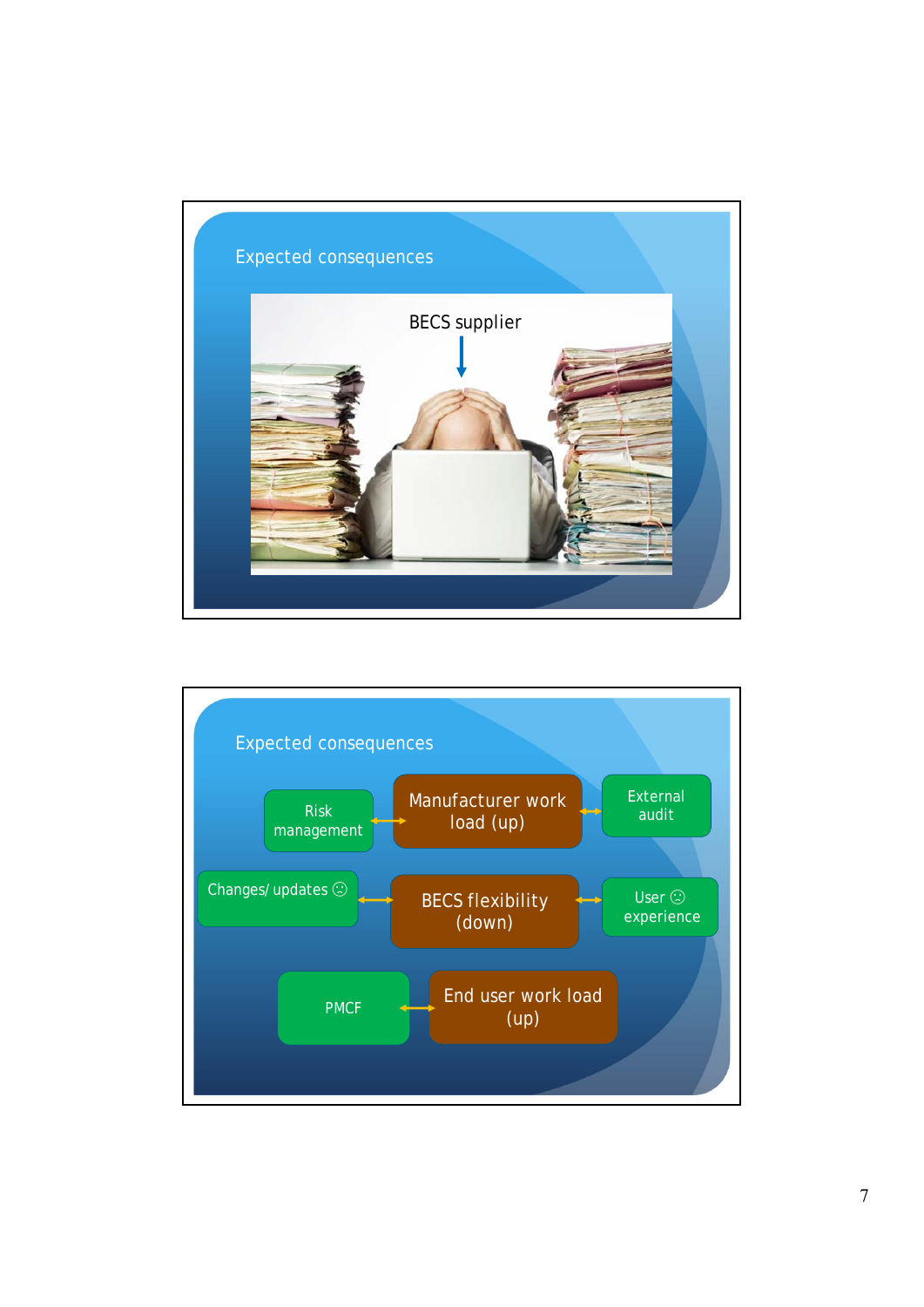## Expected consequences

BECS supplier

## Expected consequences

- Risk management ↔ Manufacturer work load (up) ↔ External audit
- Changes/ updates ☹ ↔ BECS flexibility (down) ↔ User ☹ experience
- PMCF ↔ End user work load (up)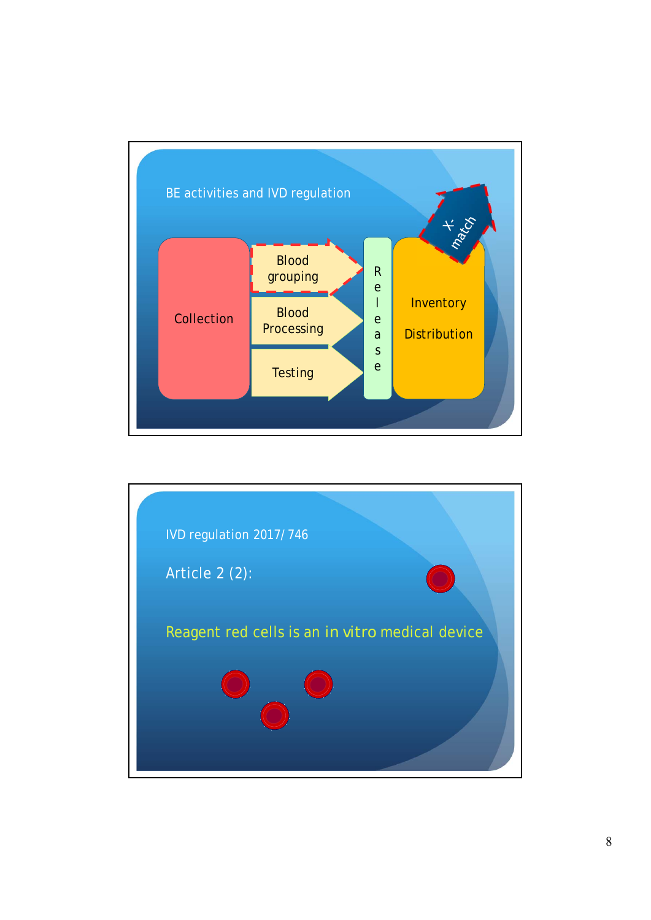## BE activities and IVD regulation

Collection

Blood grouping

Blood Processing

Testing

Release

Inventory

Distribution

X-match

---

## IVD regulation 2017/ 746

Article 2 (2):

Reagent red cells is an in vitro medical device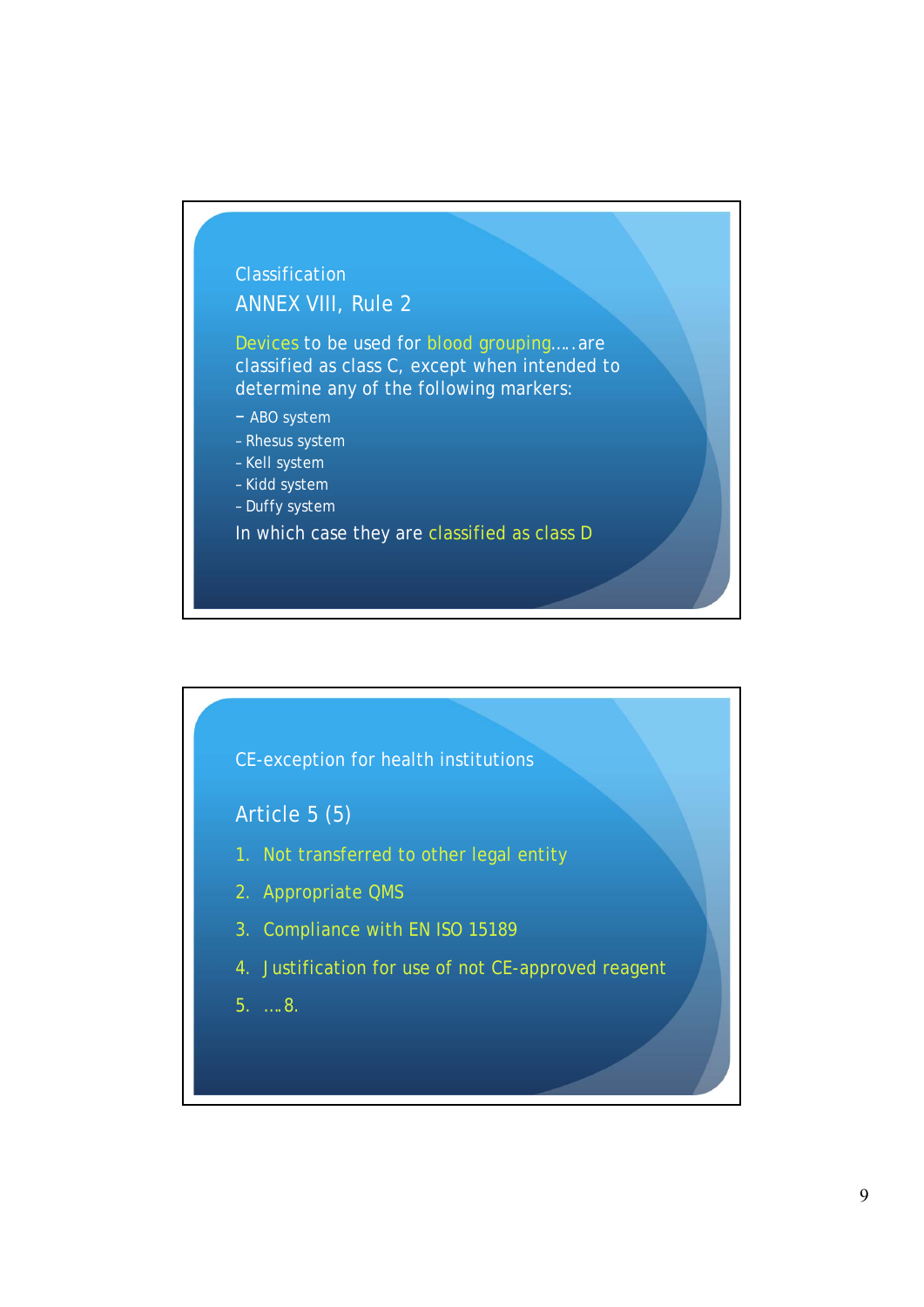## Classification

### ANNEX VIII, Rule 2

Devices to be used for blood grouping…..are classified as class C, except when intended to determine any of the following markers:

- ABO system
- Rhesus system
- Kell system
- Kidd system
- Duffy system

In which case they are classified as class D

## CE-exception for health institutions

### Article 5 (5)

1. Not transferred to other legal entity
2. Appropriate QMS
3. Compliance with EN ISO 15189
4. Justification for use of not CE-approved reagent
5. ….8.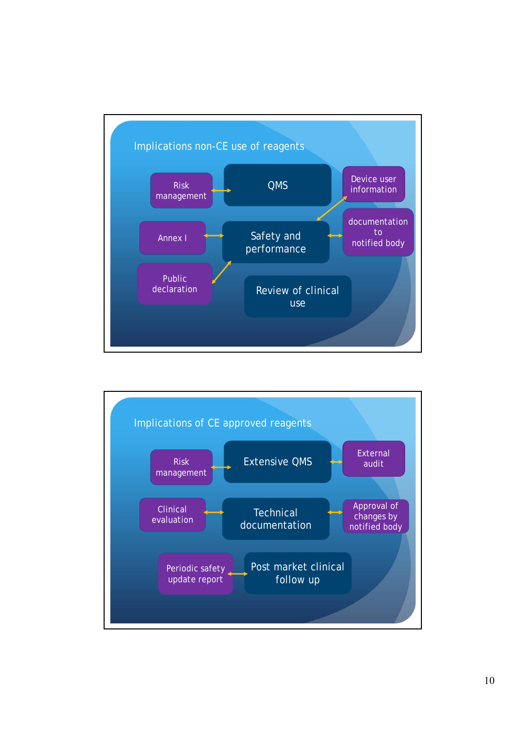## Implications non-CE use of reagents

- Risk management
- QMS
- Device user information
- Annex I
- Safety and performance
- documentation to notified body
- Public declaration
- Review of clinical use

## Implications of CE approved reagents

- Risk management
- Extensive QMS
- External audit
- Clinical evaluation
- Technical documentation
- Approval of changes by notified body
- Periodic safety update report
- Post market clinical follow up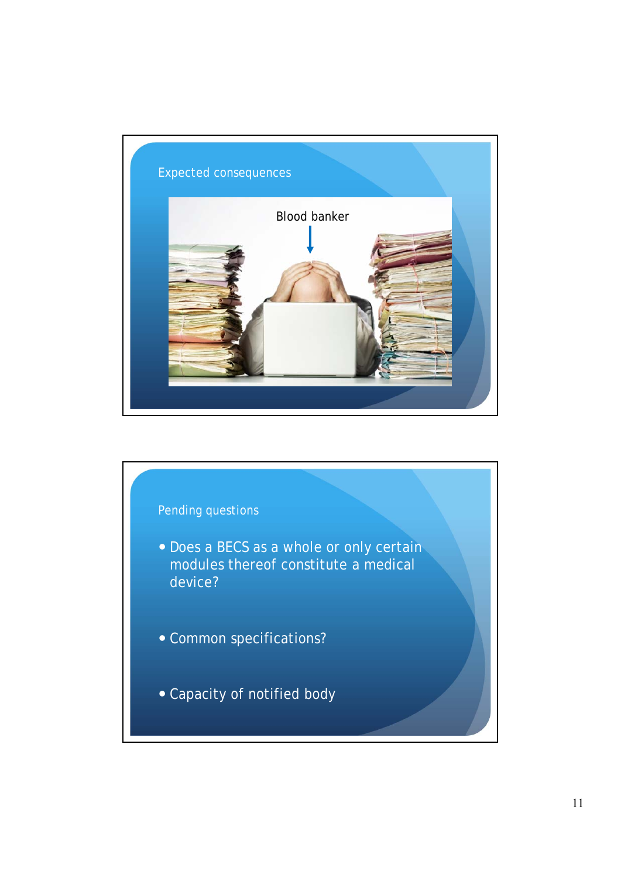## Expected consequences

Blood banker

## Pending questions

- Does a BECS as a whole or only certain modules thereof constitute a medical device?
- Common specifications?
- Capacity of notified body